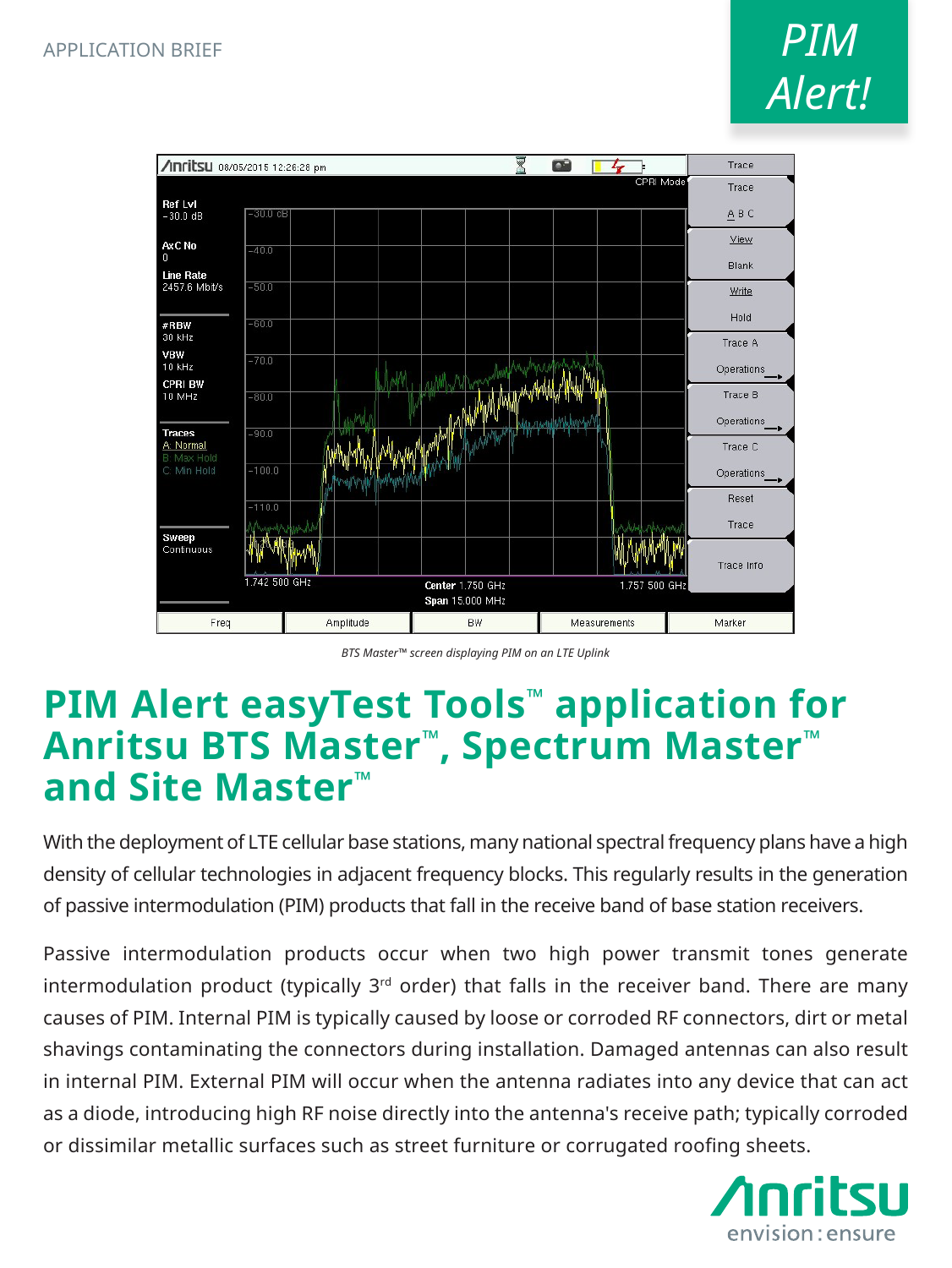APPLICATION BRIEF

PIM Alert!

*BTS Master™ screen displaying PIM on an LTE Uplink*

# PIM Alert easyTest Tools™ application for Anritsu BTS Master™, Spectrum Master™ and Site Master™

With the deployment of LTE cellular base stations, many national spectral frequency plans have a high density of cellular technologies in adjacent frequency blocks. This regularly results in the generation of passive intermodulation (PIM) products that fall in the receive band of base station receivers.

Passive intermodulation products occur when two high power transmit tones generate intermodulation product (typically 3rd order) that falls in the receiver band. There are many causes of PIM. Internal PIM is typically caused by loose or corroded RF connectors, dirt or metal shavings contaminating the connectors during installation. Damaged antennas can also result in internal PIM. External PIM will occur when the antenna radiates into any device that can act as a diode, introducing high RF noise directly into the antenna's receive path; typically corroded or dissimilar metallic surfaces such as street furniture or corrugated roofing sheets.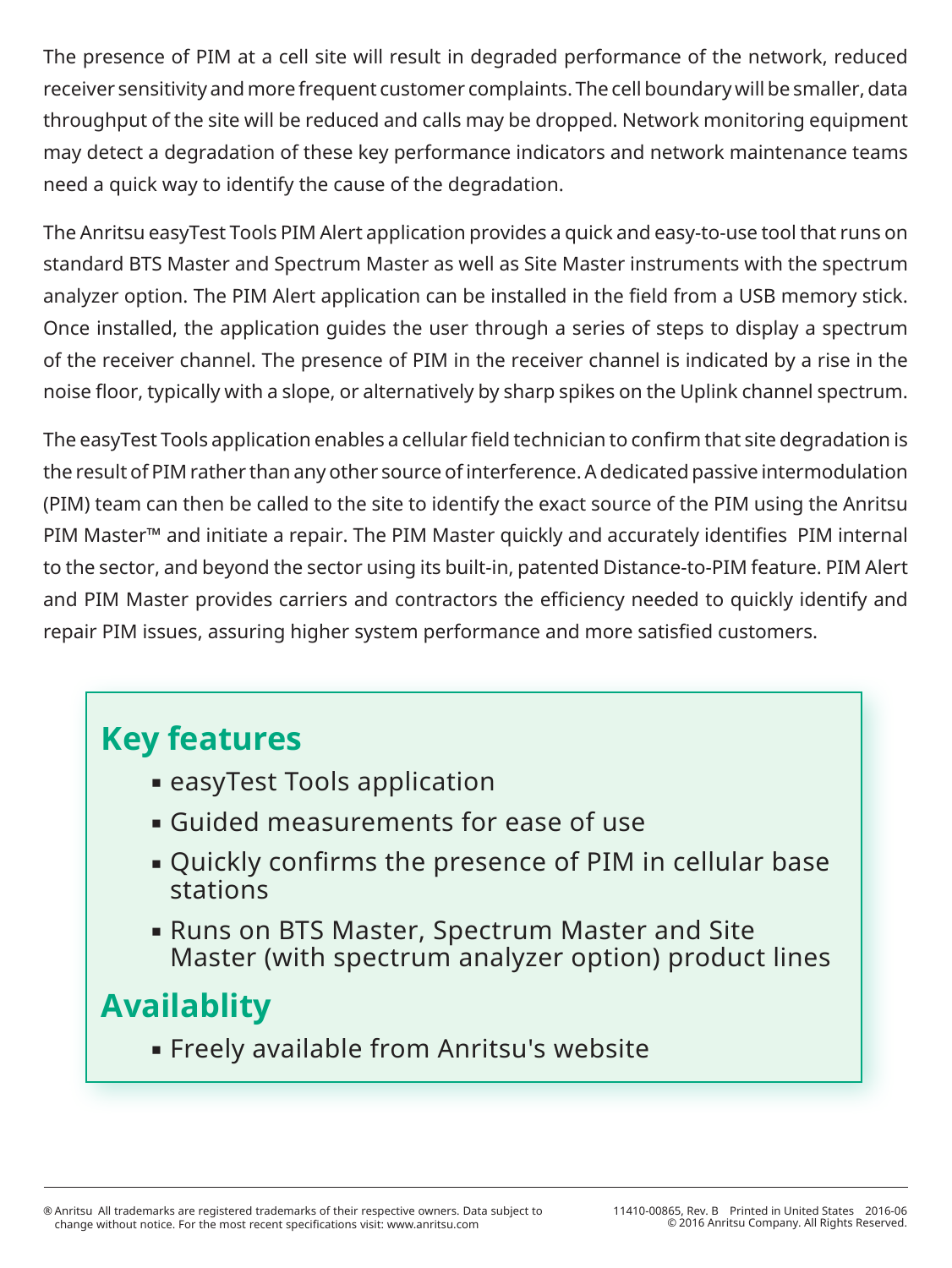The presence of PIM at a cell site will result in degraded performance of the network, reduced receiver sensitivity and more frequent customer complaints. The cell boundary will be smaller, data throughput of the site will be reduced and calls may be dropped. Network monitoring equipment may detect a degradation of these key performance indicators and network maintenance teams need a quick way to identify the cause of the degradation.

The Anritsu easyTest Tools PIM Alert application provides a quick and easy-to-use tool that runs on standard BTS Master and Spectrum Master as well as Site Master instruments with the spectrum analyzer option. The PIM Alert application can be installed in the field from a USB memory stick. Once installed, the application guides the user through a series of steps to display a spectrum of the receiver channel. The presence of PIM in the receiver channel is indicated by a rise in the noise floor, typically with a slope, or alternatively by sharp spikes on the Uplink channel spectrum.

The easyTest Tools application enables a cellular field technician to confirm that site degradation is the result of PIM rather than any other source of interference. A dedicated passive intermodulation (PIM) team can then be called to the site to identify the exact source of the PIM using the Anritsu PIM Master™ and initiate a repair. The PIM Master quickly and accurately identifies PIM internal to the sector, and beyond the sector using its built-in, patented Distance-to-PIM feature. PIM Alert and PIM Master provides carriers and contractors the efficiency needed to quickly identify and repair PIM issues, assuring higher system performance and more satisfied customers.

## Key features

- easyTest Tools application
- Guided measurements for ease of use
- Quickly confirms the presence of PIM in cellular base stations
- Runs on BTS Master, Spectrum Master and Site Master (with spectrum analyzer option) product lines

## Availablity

- Freely available from Anritsu's website

® Anritsu All trademarks are registered trademarks of their respective owners. Data subject to change without notice. For the most recent specifications visit: www.anritsu.com

11410-00865, Rev. B Printed in United States 2016-06
© 2016 Anritsu Company. All Rights Reserved.